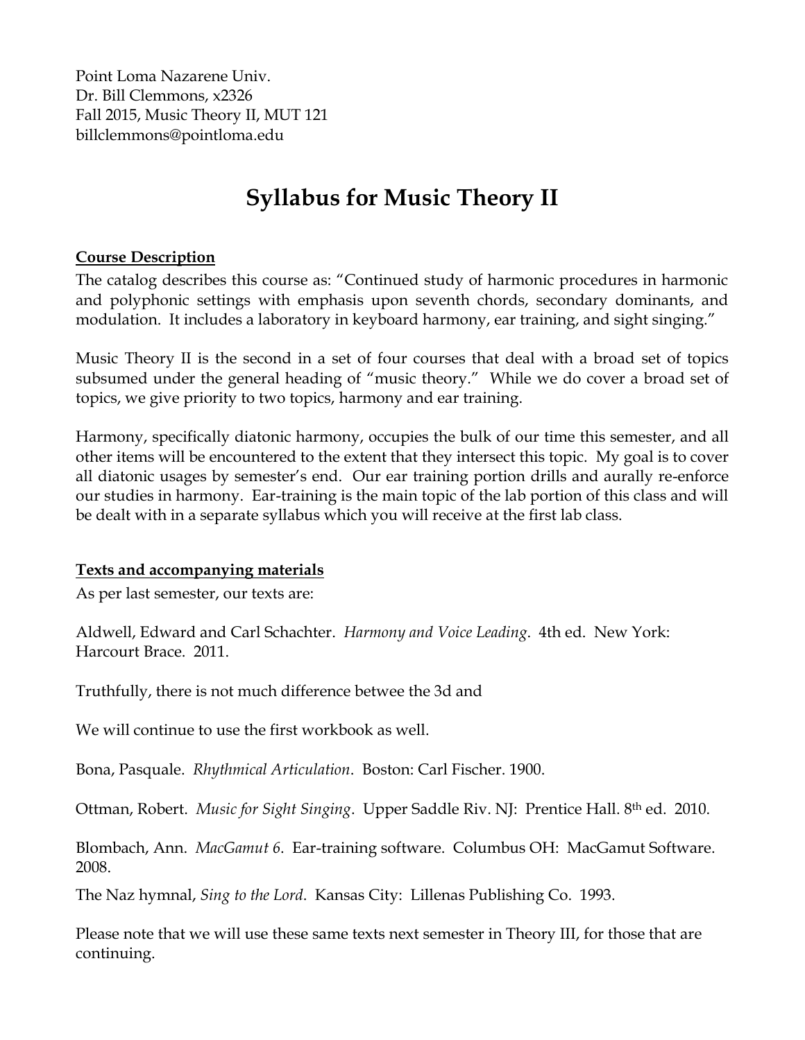Point Loma Nazarene Univ.
Dr. Bill Clemmons, x2326
Fall 2015, Music Theory II, MUT 121
billclemmons@pointloma.edu

# Syllabus for Music Theory II

**Course Description**

The catalog describes this course as: "Continued study of harmonic procedures in harmonic and polyphonic settings with emphasis upon seventh chords, secondary dominants, and modulation. It includes a laboratory in keyboard harmony, ear training, and sight singing."

Music Theory II is the second in a set of four courses that deal with a broad set of topics subsumed under the general heading of "music theory." While we do cover a broad set of topics, we give priority to two topics, harmony and ear training.

Harmony, specifically diatonic harmony, occupies the bulk of our time this semester, and all other items will be encountered to the extent that they intersect this topic. My goal is to cover all diatonic usages by semester's end. Our ear training portion drills and aurally re-enforce our studies in harmony. Ear-training is the main topic of the lab portion of this class and will be dealt with in a separate syllabus which you will receive at the first lab class.

**Texts and accompanying materials**

As per last semester, our texts are:

Aldwell, Edward and Carl Schachter. *Harmony and Voice Leading*. 4th ed. New York: Harcourt Brace. 2011.

Truthfully, there is not much difference betwee the 3d and

We will continue to use the first workbook as well.

Bona, Pasquale. *Rhythmical Articulation*. Boston: Carl Fischer. 1900.

Ottman, Robert. *Music for Sight Singing*. Upper Saddle Riv. NJ: Prentice Hall. 8th ed. 2010.

Blombach, Ann. *MacGamut 6*. Ear-training software. Columbus OH: MacGamut Software. 2008.

The Naz hymnal, *Sing to the Lord*. Kansas City: Lillenas Publishing Co. 1993.

Please note that we will use these same texts next semester in Theory III, for those that are continuing.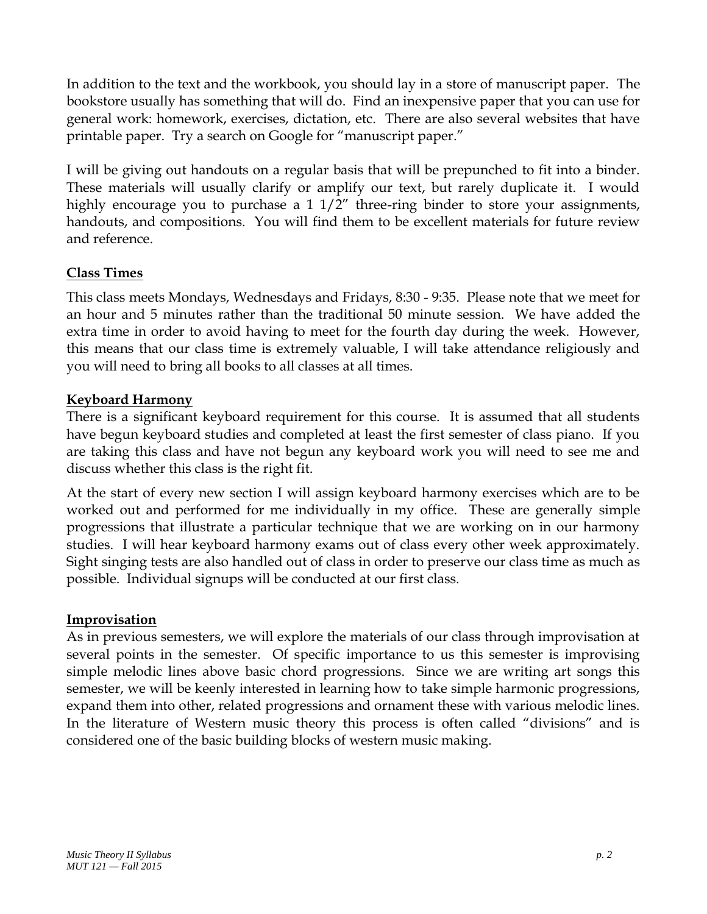In addition to the text and the workbook, you should lay in a store of manuscript paper. The bookstore usually has something that will do. Find an inexpensive paper that you can use for general work: homework, exercises, dictation, etc. There are also several websites that have printable paper. Try a search on Google for "manuscript paper."

I will be giving out handouts on a regular basis that will be prepunched to fit into a binder. These materials will usually clarify or amplify our text, but rarely duplicate it. I would highly encourage you to purchase a 1 1/2" three-ring binder to store your assignments, handouts, and compositions. You will find them to be excellent materials for future review and reference.

## Class Times

This class meets Mondays, Wednesdays and Fridays, 8:30 - 9:35. Please note that we meet for an hour and 5 minutes rather than the traditional 50 minute session. We have added the extra time in order to avoid having to meet for the fourth day during the week. However, this means that our class time is extremely valuable, I will take attendance religiously and you will need to bring all books to all classes at all times.

## Keyboard Harmony

There is a significant keyboard requirement for this course. It is assumed that all students have begun keyboard studies and completed at least the first semester of class piano. If you are taking this class and have not begun any keyboard work you will need to see me and discuss whether this class is the right fit.

At the start of every new section I will assign keyboard harmony exercises which are to be worked out and performed for me individually in my office. These are generally simple progressions that illustrate a particular technique that we are working on in our harmony studies. I will hear keyboard harmony exams out of class every other week approximately. Sight singing tests are also handled out of class in order to preserve our class time as much as possible. Individual signups will be conducted at our first class.

## Improvisation

As in previous semesters, we will explore the materials of our class through improvisation at several points in the semester. Of specific importance to us this semester is improvising simple melodic lines above basic chord progressions. Since we are writing art songs this semester, we will be keenly interested in learning how to take simple harmonic progressions, expand them into other, related progressions and ornament these with various melodic lines. In the literature of Western music theory this process is often called "divisions" and is considered one of the basic building blocks of western music making.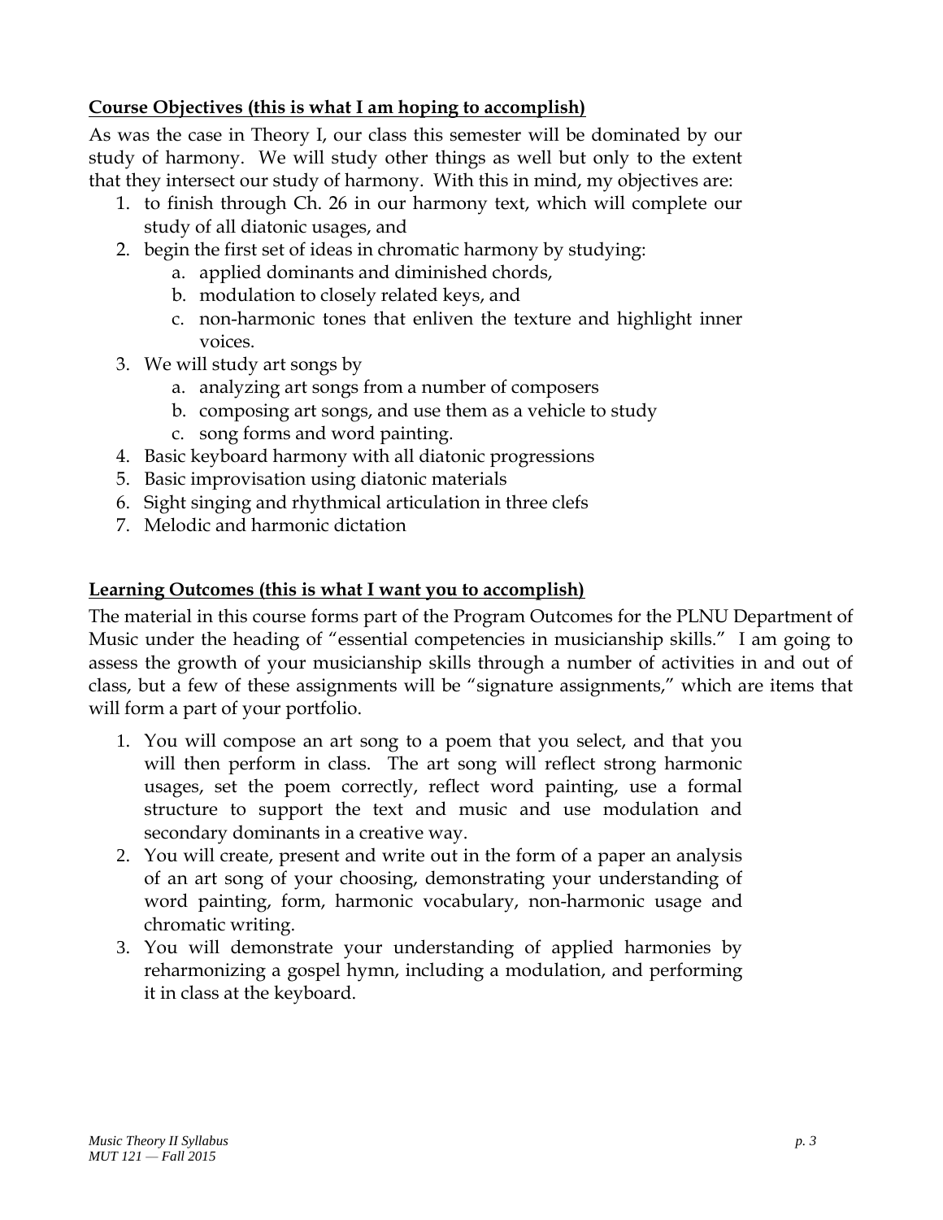**Course Objectives (this is what I am hoping to accomplish)**

As was the case in Theory I, our class this semester will be dominated by our study of harmony. We will study other things as well but only to the extent that they intersect our study of harmony. With this in mind, my objectives are:

1. to finish through Ch. 26 in our harmony text, which will complete our study of all diatonic usages, and
2. begin the first set of ideas in chromatic harmony by studying:
   a. applied dominants and diminished chords,
   b. modulation to closely related keys, and
   c. non-harmonic tones that enliven the texture and highlight inner voices.
3. We will study art songs by
   a. analyzing art songs from a number of composers
   b. composing art songs, and use them as a vehicle to study
   c. song forms and word painting.
4. Basic keyboard harmony with all diatonic progressions
5. Basic improvisation using diatonic materials
6. Sight singing and rhythmical articulation in three clefs
7. Melodic and harmonic dictation

**Learning Outcomes (this is what I want you to accomplish)**

The material in this course forms part of the Program Outcomes for the PLNU Department of Music under the heading of "essential competencies in musicianship skills." I am going to assess the growth of your musicianship skills through a number of activities in and out of class, but a few of these assignments will be "signature assignments," which are items that will form a part of your portfolio.

1. You will compose an art song to a poem that you select, and that you will then perform in class. The art song will reflect strong harmonic usages, set the poem correctly, reflect word painting, use a formal structure to support the text and music and use modulation and secondary dominants in a creative way.
2. You will create, present and write out in the form of a paper an analysis of an art song of your choosing, demonstrating your understanding of word painting, form, harmonic vocabulary, non-harmonic usage and chromatic writing.
3. You will demonstrate your understanding of applied harmonies by reharmonizing a gospel hymn, including a modulation, and performing it in class at the keyboard.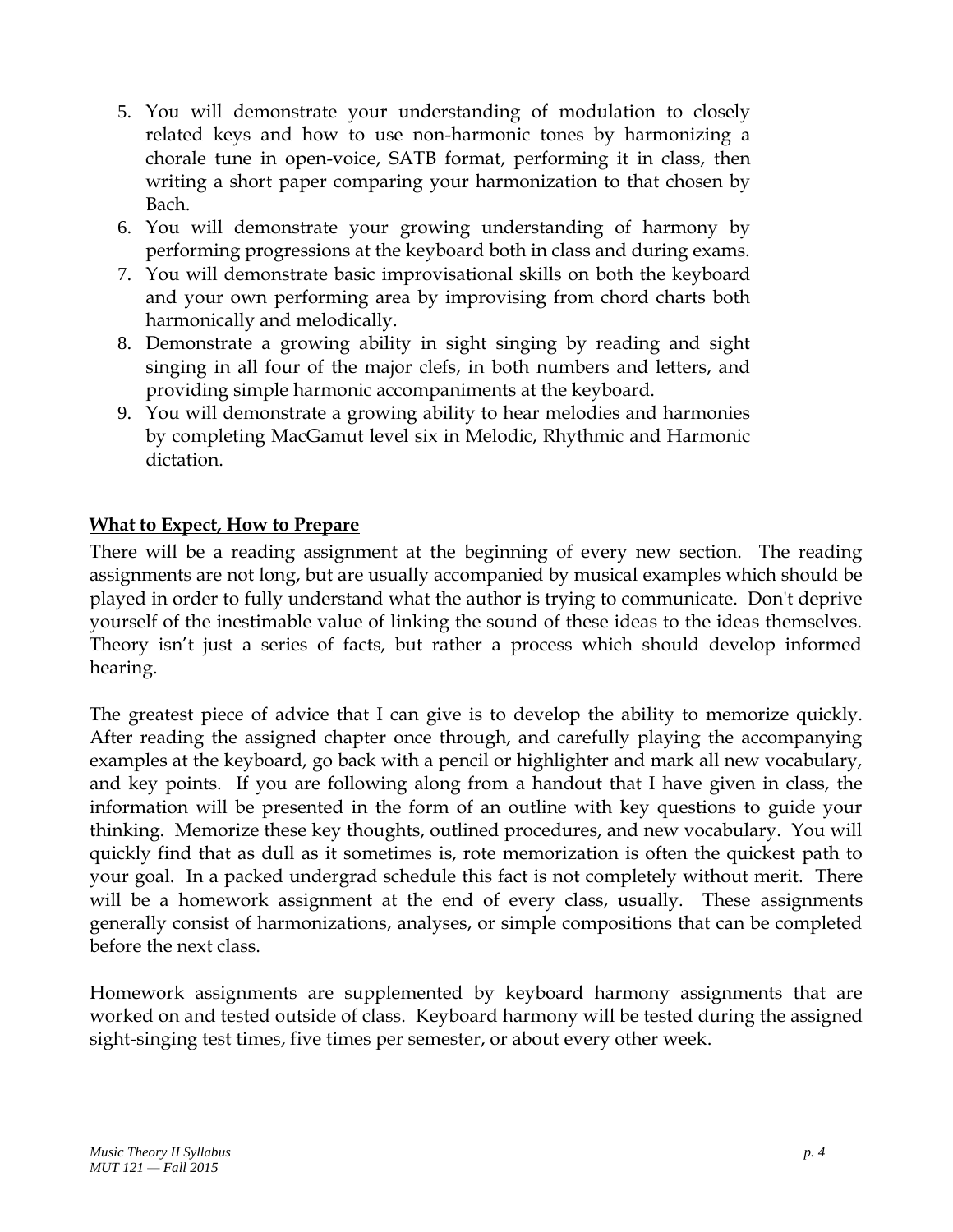5. You will demonstrate your understanding of modulation to closely related keys and how to use non-harmonic tones by harmonizing a chorale tune in open-voice, SATB format, performing it in class, then writing a short paper comparing your harmonization to that chosen by Bach.
6. You will demonstrate your growing understanding of harmony by performing progressions at the keyboard both in class and during exams.
7. You will demonstrate basic improvisational skills on both the keyboard and your own performing area by improvising from chord charts both harmonically and melodically.
8. Demonstrate a growing ability in sight singing by reading and sight singing in all four of the major clefs, in both numbers and letters, and providing simple harmonic accompaniments at the keyboard.
9. You will demonstrate a growing ability to hear melodies and harmonies by completing MacGamut level six in Melodic, Rhythmic and Harmonic dictation.

## What to Expect, How to Prepare

There will be a reading assignment at the beginning of every new section. The reading assignments are not long, but are usually accompanied by musical examples which should be played in order to fully understand what the author is trying to communicate. Don't deprive yourself of the inestimable value of linking the sound of these ideas to the ideas themselves. Theory isn't just a series of facts, but rather a process which should develop informed hearing.

The greatest piece of advice that I can give is to develop the ability to memorize quickly. After reading the assigned chapter once through, and carefully playing the accompanying examples at the keyboard, go back with a pencil or highlighter and mark all new vocabulary, and key points. If you are following along from a handout that I have given in class, the information will be presented in the form of an outline with key questions to guide your thinking. Memorize these key thoughts, outlined procedures, and new vocabulary. You will quickly find that as dull as it sometimes is, rote memorization is often the quickest path to your goal. In a packed undergrad schedule this fact is not completely without merit. There will be a homework assignment at the end of every class, usually. These assignments generally consist of harmonizations, analyses, or simple compositions that can be completed before the next class.

Homework assignments are supplemented by keyboard harmony assignments that are worked on and tested outside of class. Keyboard harmony will be tested during the assigned sight-singing test times, five times per semester, or about every other week.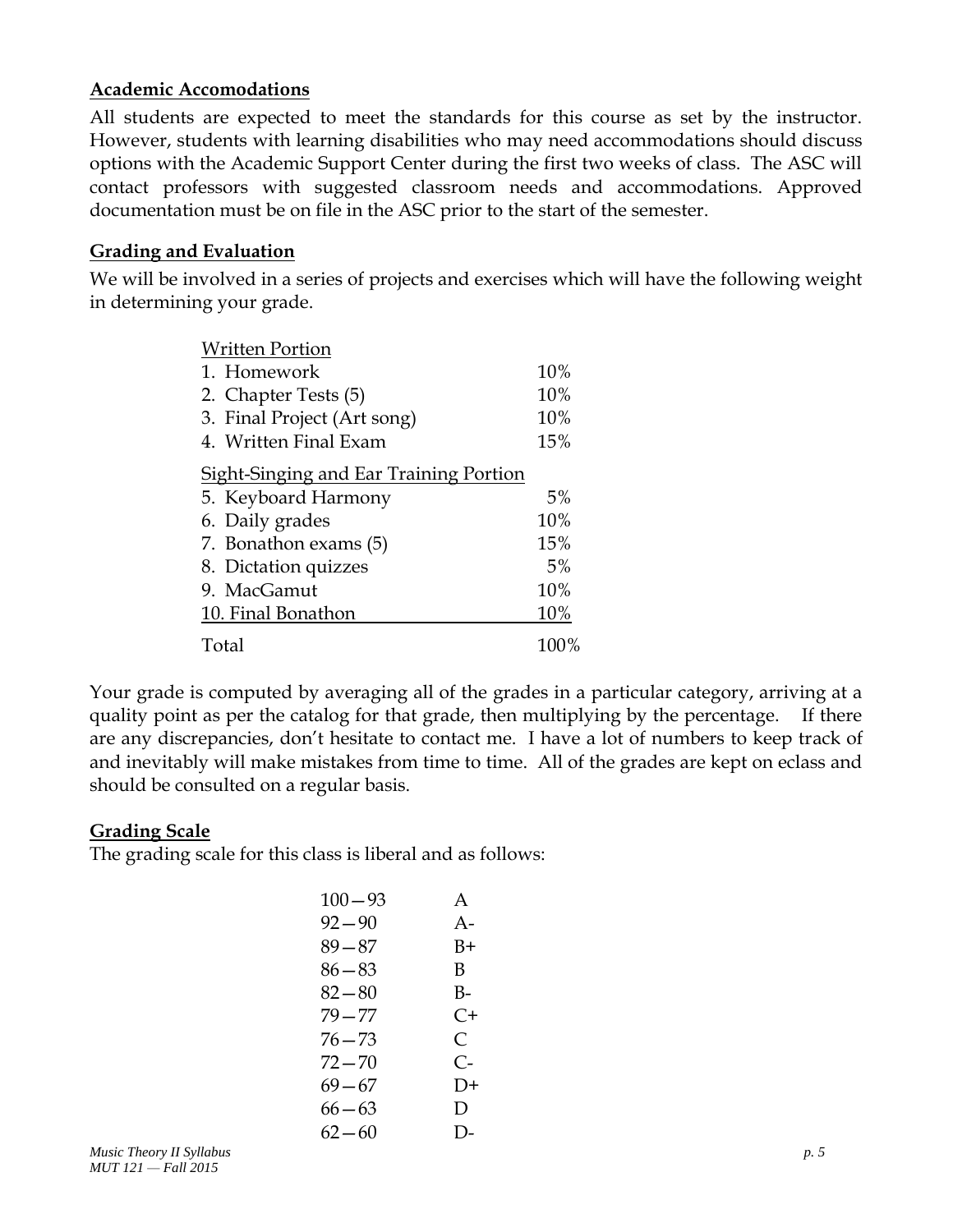## Academic Accomodations

All students are expected to meet the standards for this course as set by the instructor. However, students with learning disabilities who may need accommodations should discuss options with the Academic Support Center during the first two weeks of class. The ASC will contact professors with suggested classroom needs and accommodations. Approved documentation must be on file in the ASC prior to the start of the semester.

## Grading and Evaluation

We will be involved in a series of projects and exercises which will have the following weight in determining your grade.

| | |
|---|---|
| Written Portion | |
| 1. Homework | 10% |
| 2. Chapter Tests (5) | 10% |
| 3. Final Project (Art song) | 10% |
| 4. Written Final Exam | 15% |
| Sight-Singing and Ear Training Portion | |
| 5. Keyboard Harmony | 5% |
| 6. Daily grades | 10% |
| 7. Bonathon exams (5) | 15% |
| 8. Dictation quizzes | 5% |
| 9. MacGamut | 10% |
| 10. Final Bonathon | 10% |
| Total | 100% |

Your grade is computed by averaging all of the grades in a particular category, arriving at a quality point as per the catalog for that grade, then multiplying by the percentage. If there are any discrepancies, don't hesitate to contact me. I have a lot of numbers to keep track of and inevitably will make mistakes from time to time. All of the grades are kept on eclass and should be consulted on a regular basis.

## Grading Scale

The grading scale for this class is liberal and as follows:

| | |
|---|---|
| 100—93 | A |
| 92—90 | A- |
| 89—87 | B+ |
| 86—83 | B |
| 82—80 | B- |
| 79—77 | C+ |
| 76—73 | C |
| 72—70 | C- |
| 69—67 | D+ |
| 66—63 | D |
| 62—60 | D- |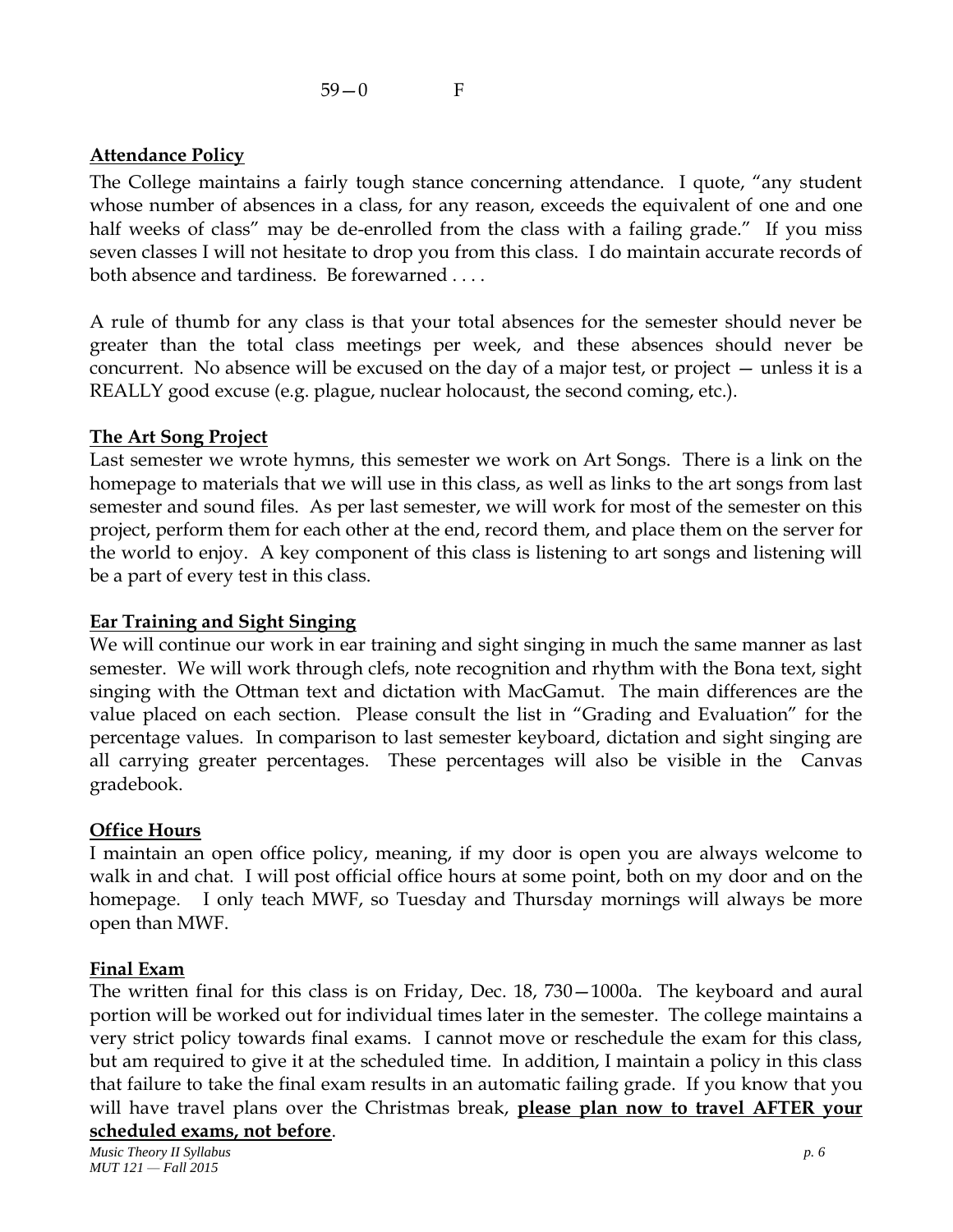59—0 F

**Attendance Policy**

The College maintains a fairly tough stance concerning attendance. I quote, "any student whose number of absences in a class, for any reason, exceeds the equivalent of one and one half weeks of class" may be de-enrolled from the class with a failing grade." If you miss seven classes I will not hesitate to drop you from this class. I do maintain accurate records of both absence and tardiness. Be forewarned . . . .

A rule of thumb for any class is that your total absences for the semester should never be greater than the total class meetings per week, and these absences should never be concurrent. No absence will be excused on the day of a major test, or project — unless it is a REALLY good excuse (e.g. plague, nuclear holocaust, the second coming, etc.).

**The Art Song Project**

Last semester we wrote hymns, this semester we work on Art Songs. There is a link on the homepage to materials that we will use in this class, as well as links to the art songs from last semester and sound files. As per last semester, we will work for most of the semester on this project, perform them for each other at the end, record them, and place them on the server for the world to enjoy. A key component of this class is listening to art songs and listening will be a part of every test in this class.

**Ear Training and Sight Singing**

We will continue our work in ear training and sight singing in much the same manner as last semester. We will work through clefs, note recognition and rhythm with the Bona text, sight singing with the Ottman text and dictation with MacGamut. The main differences are the value placed on each section. Please consult the list in "Grading and Evaluation" for the percentage values. In comparison to last semester keyboard, dictation and sight singing are all carrying greater percentages. These percentages will also be visible in the Canvas gradebook.

**Office Hours**

I maintain an open office policy, meaning, if my door is open you are always welcome to walk in and chat. I will post official office hours at some point, both on my door and on the homepage. I only teach MWF, so Tuesday and Thursday mornings will always be more open than MWF.

**Final Exam**

The written final for this class is on Friday, Dec. 18, 730—1000a. The keyboard and aural portion will be worked out for individual times later in the semester. The college maintains a very strict policy towards final exams. I cannot move or reschedule the exam for this class, but am required to give it at the scheduled time. In addition, I maintain a policy in this class that failure to take the final exam results in an automatic failing grade. If you know that you will have travel plans over the Christmas break, **please plan now to travel AFTER your scheduled exams, not before**.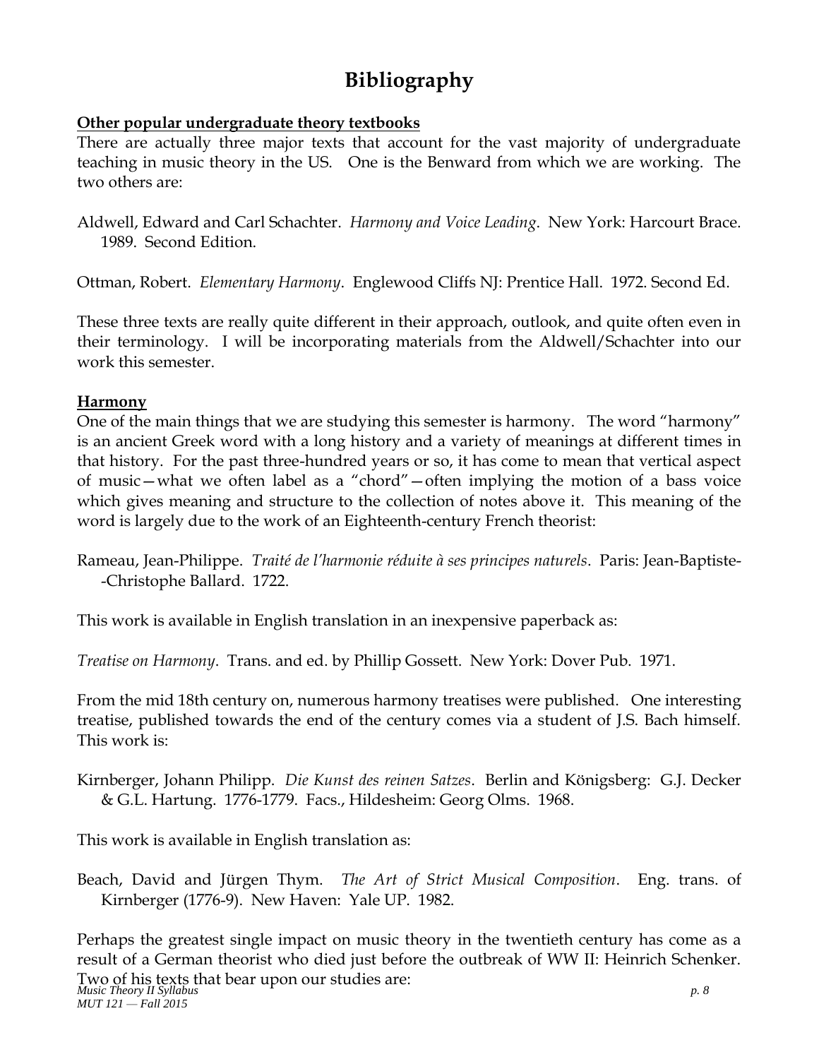# Bibliography

**Other popular undergraduate theory textbooks**

There are actually three major texts that account for the vast majority of undergraduate teaching in music theory in the US. One is the Benward from which we are working. The two others are:

Aldwell, Edward and Carl Schachter. *Harmony and Voice Leading*. New York: Harcourt Brace. 1989. Second Edition.

Ottman, Robert. *Elementary Harmony*. Englewood Cliffs NJ: Prentice Hall. 1972. Second Ed.

These three texts are really quite different in their approach, outlook, and quite often even in their terminology. I will be incorporating materials from the Aldwell/Schachter into our work this semester.

**Harmony**

One of the main things that we are studying this semester is harmony. The word "harmony" is an ancient Greek word with a long history and a variety of meanings at different times in that history. For the past three-hundred years or so, it has come to mean that vertical aspect of music—what we often label as a "chord"—often implying the motion of a bass voice which gives meaning and structure to the collection of notes above it. This meaning of the word is largely due to the work of an Eighteenth-century French theorist:

Rameau, Jean-Philippe. *Traité de l'harmonie réduite à ses principes naturels*. Paris: Jean-Baptiste--Christophe Ballard. 1722.

This work is available in English translation in an inexpensive paperback as:

*Treatise on Harmony*. Trans. and ed. by Phillip Gossett. New York: Dover Pub. 1971.

From the mid 18th century on, numerous harmony treatises were published. One interesting treatise, published towards the end of the century comes via a student of J.S. Bach himself. This work is:

Kirnberger, Johann Philipp. *Die Kunst des reinen Satzes*. Berlin and Königsberg: G.J. Decker & G.L. Hartung. 1776-1779. Facs., Hildesheim: Georg Olms. 1968.

This work is available in English translation as:

Beach, David and Jürgen Thym. *The Art of Strict Musical Composition*. Eng. trans. of Kirnberger (1776-9). New Haven: Yale UP. 1982.

Perhaps the greatest single impact on music theory in the twentieth century has come as a result of a German theorist who died just before the outbreak of WW II: Heinrich Schenker. Two of his texts that bear upon our studies are: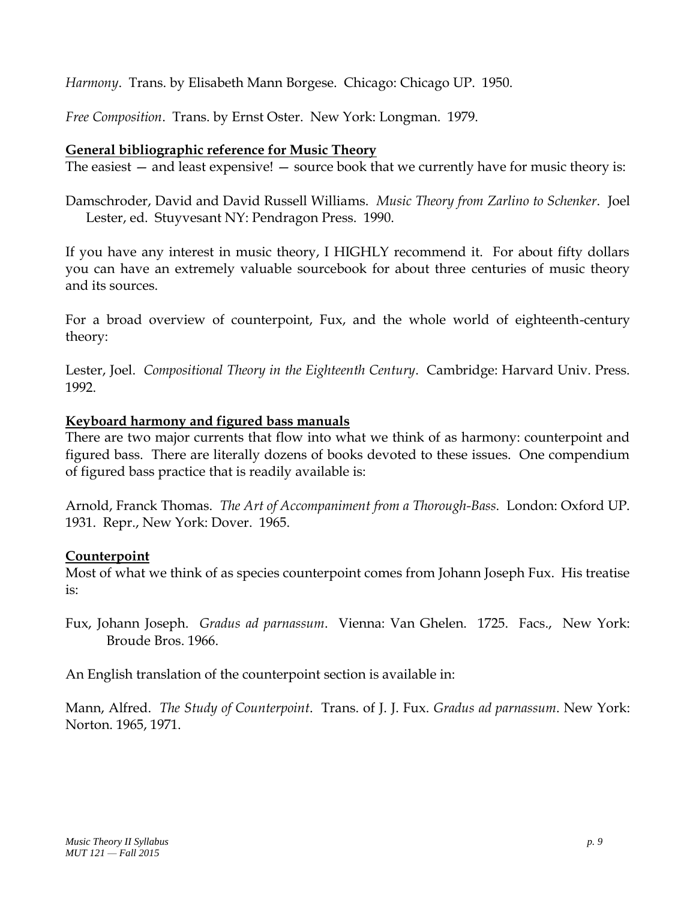*Harmony*. Trans. by Elisabeth Mann Borgese. Chicago: Chicago UP. 1950.

*Free Composition*. Trans. by Ernst Oster. New York: Longman. 1979.

**General bibliographic reference for Music Theory**

The easiest — and least expensive! — source book that we currently have for music theory is:

Damschroder, David and David Russell Williams. *Music Theory from Zarlino to Schenker*. Joel Lester, ed. Stuyvesant NY: Pendragon Press. 1990.

If you have any interest in music theory, I HIGHLY recommend it. For about fifty dollars you can have an extremely valuable sourcebook for about three centuries of music theory and its sources.

For a broad overview of counterpoint, Fux, and the whole world of eighteenth-century theory:

Lester, Joel. *Compositional Theory in the Eighteenth Century*. Cambridge: Harvard Univ. Press. 1992.

**Keyboard harmony and figured bass manuals**

There are two major currents that flow into what we think of as harmony: counterpoint and figured bass. There are literally dozens of books devoted to these issues. One compendium of figured bass practice that is readily available is:

Arnold, Franck Thomas. *The Art of Accompaniment from a Thorough-Bass*. London: Oxford UP. 1931. Repr., New York: Dover. 1965.

**Counterpoint**

Most of what we think of as species counterpoint comes from Johann Joseph Fux. His treatise is:

Fux, Johann Joseph. *Gradus ad parnassum*. Vienna: Van Ghelen. 1725. Facs., New York: Broude Bros. 1966.

An English translation of the counterpoint section is available in:

Mann, Alfred. *The Study of Counterpoint*. Trans. of J. J. Fux. *Gradus ad parnassum*. New York: Norton. 1965, 1971.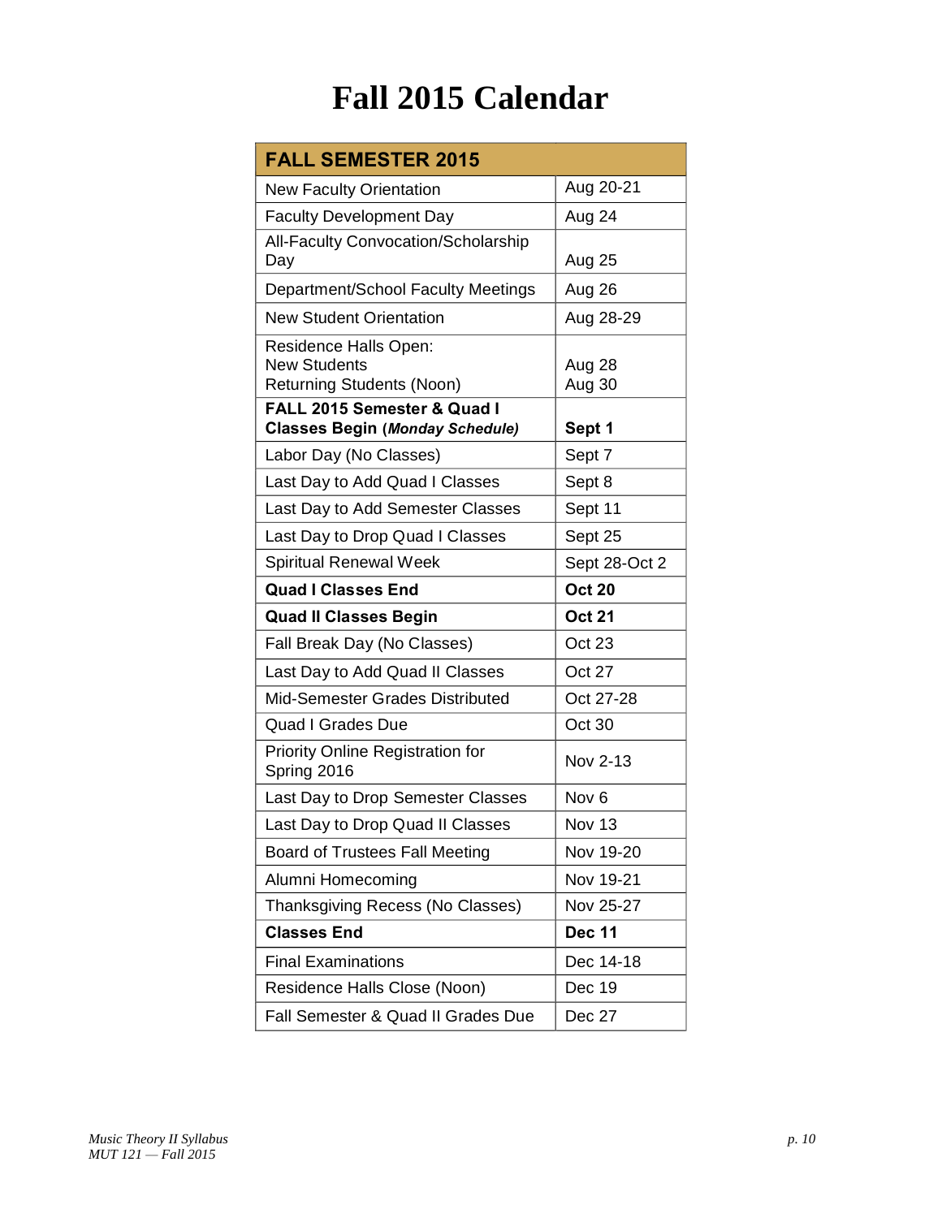# Fall 2015 Calendar

| **FALL SEMESTER 2015** | |
|---|---|
| New Faculty Orientation | Aug 20-21 |
| Faculty Development Day | Aug 24 |
| All-Faculty Convocation/Scholarship Day | Aug 25 |
| Department/School Faculty Meetings | Aug 26 |
| New Student Orientation | Aug 28-29 |
| Residence Halls Open:<br>New Students<br>Returning Students (Noon) | <br>Aug 28<br>Aug 30 |
| **FALL 2015 Semester & Quad I Classes Begin (*Monday Schedule*)** | **Sept 1** |
| Labor Day (No Classes) | Sept 7 |
| Last Day to Add Quad I Classes | Sept 8 |
| Last Day to Add Semester Classes | Sept 11 |
| Last Day to Drop Quad I Classes | Sept 25 |
| Spiritual Renewal Week | Sept 28-Oct 2 |
| **Quad I Classes End** | **Oct 20** |
| **Quad II Classes Begin** | **Oct 21** |
| Fall Break Day (No Classes) | Oct 23 |
| Last Day to Add Quad II Classes | Oct 27 |
| Mid-Semester Grades Distributed | Oct 27-28 |
| Quad I Grades Due | Oct 30 |
| Priority Online Registration for Spring 2016 | Nov 2-13 |
| Last Day to Drop Semester Classes | Nov 6 |
| Last Day to Drop Quad II Classes | Nov 13 |
| Board of Trustees Fall Meeting | Nov 19-20 |
| Alumni Homecoming | Nov 19-21 |
| Thanksgiving Recess (No Classes) | Nov 25-27 |
| **Classes End** | **Dec 11** |
| Final Examinations | Dec 14-18 |
| Residence Halls Close (Noon) | Dec 19 |
| Fall Semester & Quad II Grades Due | Dec 27 |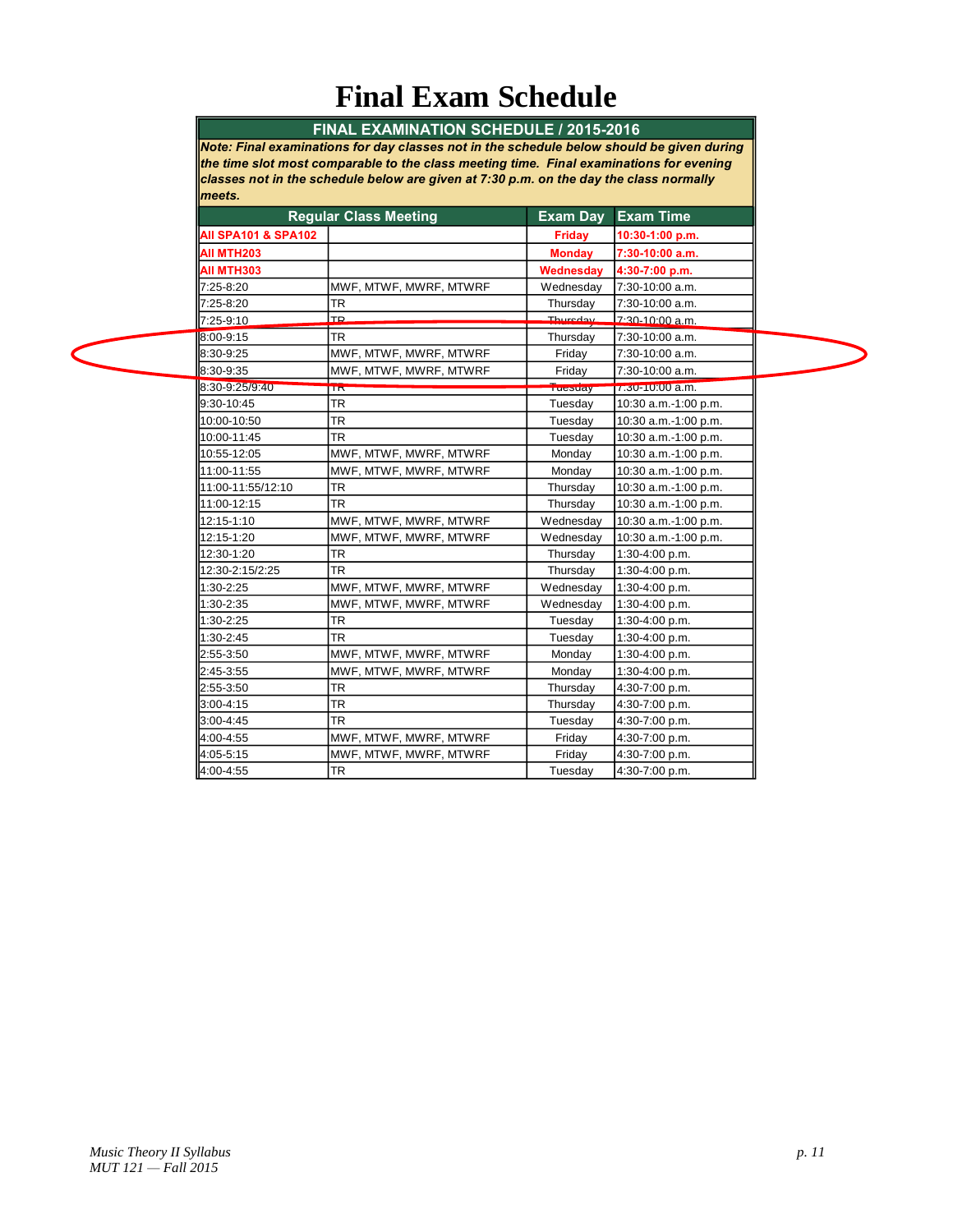# Final Exam Schedule

| FINAL EXAMINATION SCHEDULE / 2015-2016 | | | |
|---|---|---|---|
| ***Note: Final examinations for day classes not in the schedule below should be given during the time slot most comparable to the class meeting time. Final examinations for evening classes not in the schedule below are given at 7:30 p.m. on the day the class normally meets.*** | | | |
| **Regular Class Meeting** | | **Exam Day** | **Exam Time** |
| **All SPA101 & SPA102** | | **Friday** | **10:30-1:00 p.m.** |
| **All MTH203** | | **Monday** | **7:30-10:00 a.m.** |
| **All MTH303** | | **Wednesday** | **4:30-7:00 p.m.** |
| 7:25-8:20 | MWF, MTWF, MWRF, MTWRF | Wednesday | 7:30-10:00 a.m. |
| 7:25-8:20 | TR | Thursday | 7:30-10:00 a.m. |
| 7:25-9:10 | TR | Thursday | 7:30-10:00 a.m. |
| 8:00-9:15 | TR | Thursday | 7:30-10:00 a.m. |
| 8:30-9:25 | MWF, MTWF, MWRF, MTWRF | Friday | 7:30-10:00 a.m. |
| 8:30-9:35 | MWF, MTWF, MWRF, MTWRF | Friday | 7:30-10:00 a.m. |
| 8:30-9:25/9:40 | TR | Tuesday | 7:30-10:00 a.m. |
| 9:30-10:45 | TR | Tuesday | 10:30 a.m.-1:00 p.m. |
| 10:00-10:50 | TR | Tuesday | 10:30 a.m.-1:00 p.m. |
| 10:00-11:45 | TR | Tuesday | 10:30 a.m.-1:00 p.m. |
| 10:55-12:05 | MWF, MTWF, MWRF, MTWRF | Monday | 10:30 a.m.-1:00 p.m. |
| 11:00-11:55 | MWF, MTWF, MWRF, MTWRF | Monday | 10:30 a.m.-1:00 p.m. |
| 11:00-11:55/12:10 | TR | Thursday | 10:30 a.m.-1:00 p.m. |
| 11:00-12:15 | TR | Thursday | 10:30 a.m.-1:00 p.m. |
| 12:15-1:10 | MWF, MTWF, MWRF, MTWRF | Wednesday | 10:30 a.m.-1:00 p.m. |
| 12:15-1:20 | MWF, MTWF, MWRF, MTWRF | Wednesday | 10:30 a.m.-1:00 p.m. |
| 12:30-1:20 | TR | Thursday | 1:30-4:00 p.m. |
| 12:30-2:15/2:25 | TR | Thursday | 1:30-4:00 p.m. |
| 1:30-2:25 | MWF, MTWF, MWRF, MTWRF | Wednesday | 1:30-4:00 p.m. |
| 1:30-2:35 | MWF, MTWF, MWRF, MTWRF | Wednesday | 1:30-4:00 p.m. |
| 1:30-2:25 | TR | Tuesday | 1:30-4:00 p.m. |
| 1:30-2:45 | TR | Tuesday | 1:30-4:00 p.m. |
| 2:55-3:50 | MWF, MTWF, MWRF, MTWRF | Monday | 1:30-4:00 p.m. |
| 2:45-3:55 | MWF, MTWF, MWRF, MTWRF | Monday | 1:30-4:00 p.m. |
| 2:55-3:50 | TR | Thursday | 4:30-7:00 p.m. |
| 3:00-4:15 | TR | Thursday | 4:30-7:00 p.m. |
| 3:00-4:45 | TR | Tuesday | 4:30-7:00 p.m. |
| 4:00-4:55 | MWF, MTWF, MWRF, MTWRF | Friday | 4:30-7:00 p.m. |
| 4:05-5:15 | MWF, MTWF, MWRF, MTWRF | Friday | 4:30-7:00 p.m. |
| 4:00-4:55 | TR | Tuesday | 4:30-7:00 p.m. |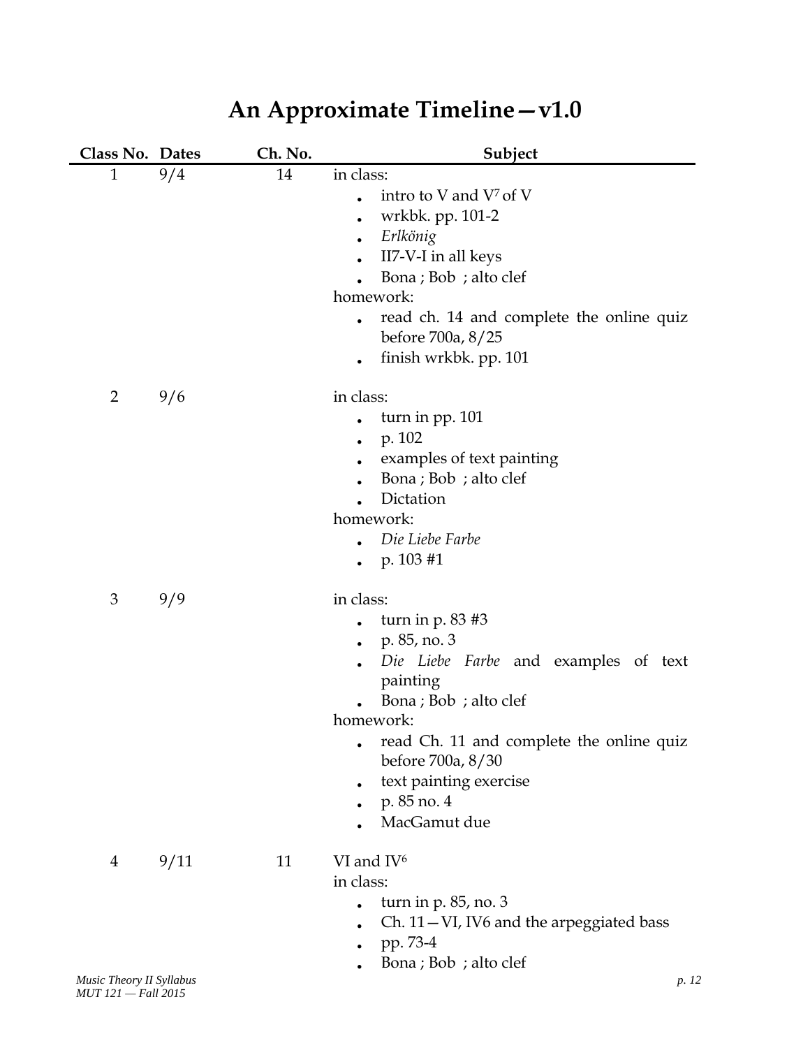# An Approximate Timeline—v1.0

| Class No. | Dates | Ch. No. | Subject |
|---|---|---|---|
| 1 | 9/4 | 14 | in class:<br>• intro to V and $V^7$ of V<br>• wrkbk. pp. 101-2<br>• *Erlkönig*<br>• II7-V-I in all keys<br>• Bona ; Bob ; alto clef<br>homework:<br>• read ch. 14 and complete the online quiz before 700a, 8/25<br>• finish wrkbk. pp. 101 |
| 2 | 9/6 | | in class:<br>• turn in pp. 101<br>• p. 102<br>• examples of text painting<br>• Bona ; Bob ; alto clef<br>• Dictation<br>homework:<br>• *Die Liebe Farbe*<br>• p. 103 #1 |
| 3 | 9/9 | | in class:<br>• turn in p. 83 #3<br>• p. 85, no. 3<br>• *Die Liebe Farbe* and examples of text painting<br>• Bona ; Bob ; alto clef<br>homework:<br>• read Ch. 11 and complete the online quiz before 700a, 8/30<br>• text painting exercise<br>• p. 85 no. 4<br>• MacGamut due |
| 4 | 9/11 | 11 | VI and $IV^6$<br>in class:<br>• turn in p. 85, no. 3<br>• Ch. 11—VI, IV6 and the arpeggiated bass<br>• pp. 73-4<br>• Bona ; Bob ; alto clef |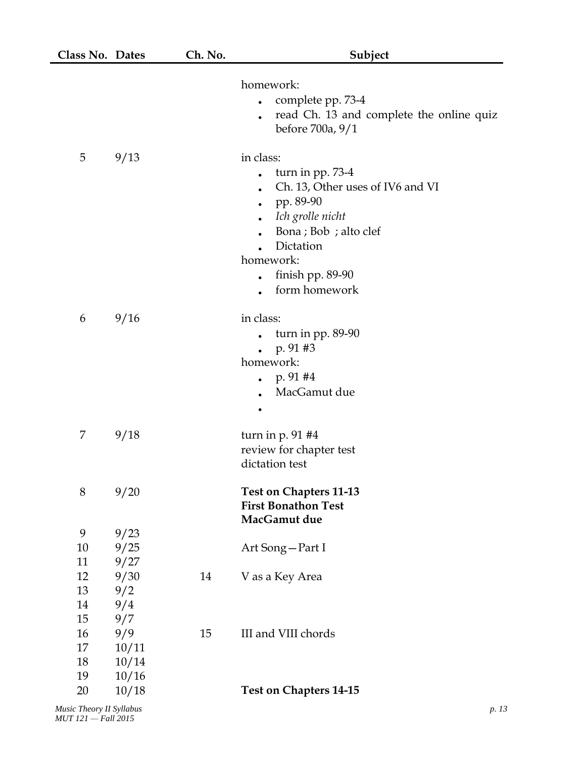| Class No. | Dates | Ch. No. | Subject |
|---|---|---|---|
| | | | homework:<br>• complete pp. 73-4<br>• read Ch. 13 and complete the online quiz before 700a, 9/1 |
| 5 | 9/13 | | in class:<br>• turn in pp. 73-4<br>• Ch. 13, Other uses of IV6 and VI<br>• pp. 89-90<br>• *Ich grolle nicht*<br>• Bona ; Bob ; alto clef<br>• Dictation<br>homework:<br>• finish pp. 89-90<br>• form homework |
| 6 | 9/16 | | in class:<br>• turn in pp. 89-90<br>• p. 91 #3<br>homework:<br>• p. 91 #4<br>• MacGamut due<br>• |
| 7 | 9/18 | | turn in p. 91 #4<br>review for chapter test<br>dictation test |
| 8 | 9/20 | | **Test on Chapters 11-13**<br>**First Bonathon Test**<br>**MacGamut due** |
| 9 | 9/23 | | |
| 10 | 9/25 | | Art Song—Part I |
| 11 | 9/27 | | |
| 12 | 9/30 | 14 | V as a Key Area |
| 13 | 9/2 | | |
| 14 | 9/4 | | |
| 15 | 9/7 | | |
| 16 | 9/9 | 15 | III and VIII chords |
| 17 | 10/11 | | |
| 18 | 10/14 | | |
| 19 | 10/16 | | |
| 20 | 10/18 | | **Test on Chapters 14-15** |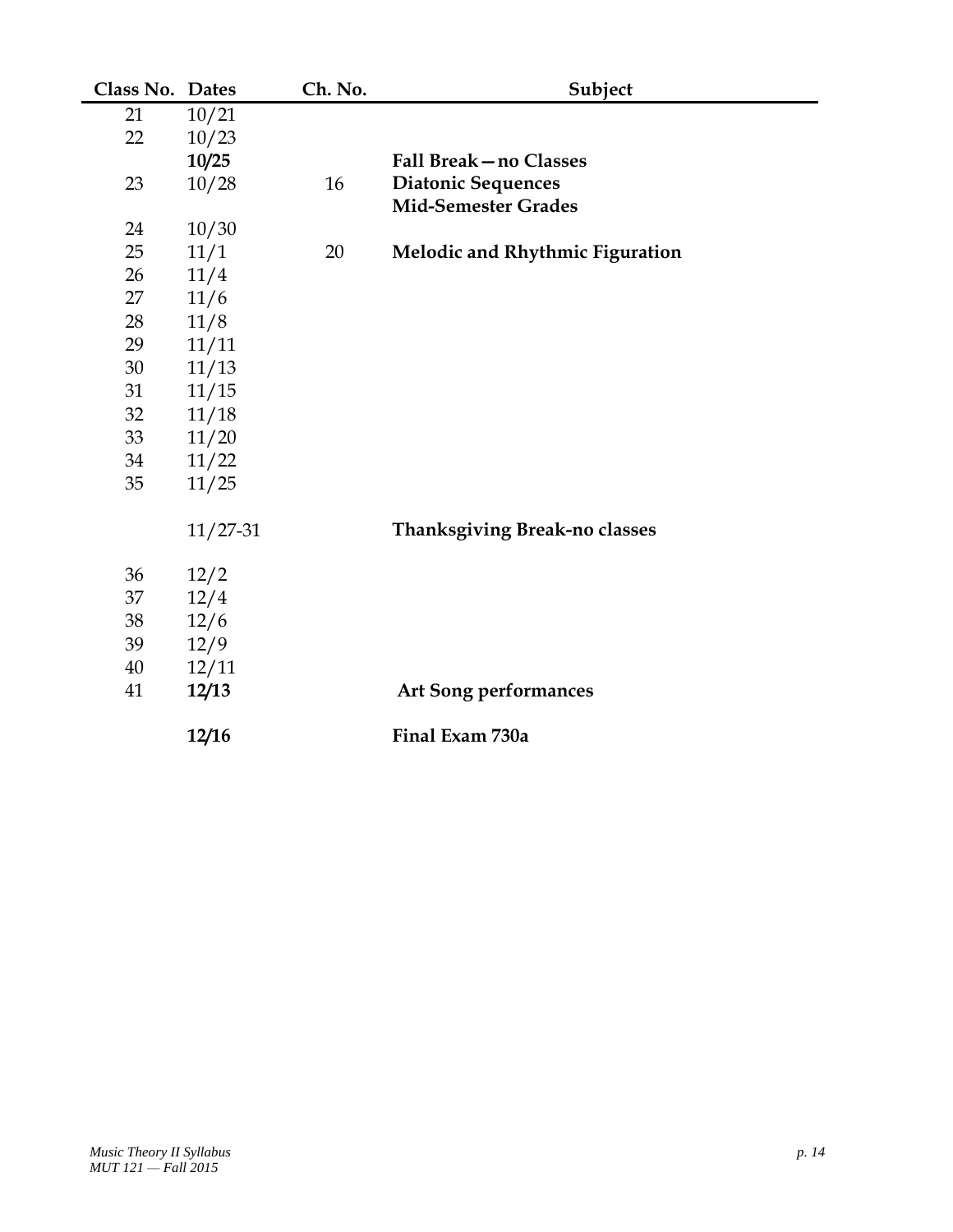| Class No. | Dates | Ch. No. | Subject |
|---|---|---|---|
| 21 | 10/21 | | |
| 22 | 10/23 | | |
| | **10/25** | | **Fall Break—no Classes** |
| 23 | 10/28 | 16 | **Diatonic Sequences** |
| | | | **Mid-Semester Grades** |
| 24 | 10/30 | | |
| 25 | 11/1 | 20 | **Melodic and Rhythmic Figuration** |
| 26 | 11/4 | | |
| 27 | 11/6 | | |
| 28 | 11/8 | | |
| 29 | 11/11 | | |
| 30 | 11/13 | | |
| 31 | 11/15 | | |
| 32 | 11/18 | | |
| 33 | 11/20 | | |
| 34 | 11/22 | | |
| 35 | 11/25 | | |
| | 11/27-31 | | **Thanksgiving Break-no classes** |
| 36 | 12/2 | | |
| 37 | 12/4 | | |
| 38 | 12/6 | | |
| 39 | 12/9 | | |
| 40 | 12/11 | | |
| 41 | **12/13** | | **Art Song performances** |
| | **12/16** | | **Final Exam 730a** |